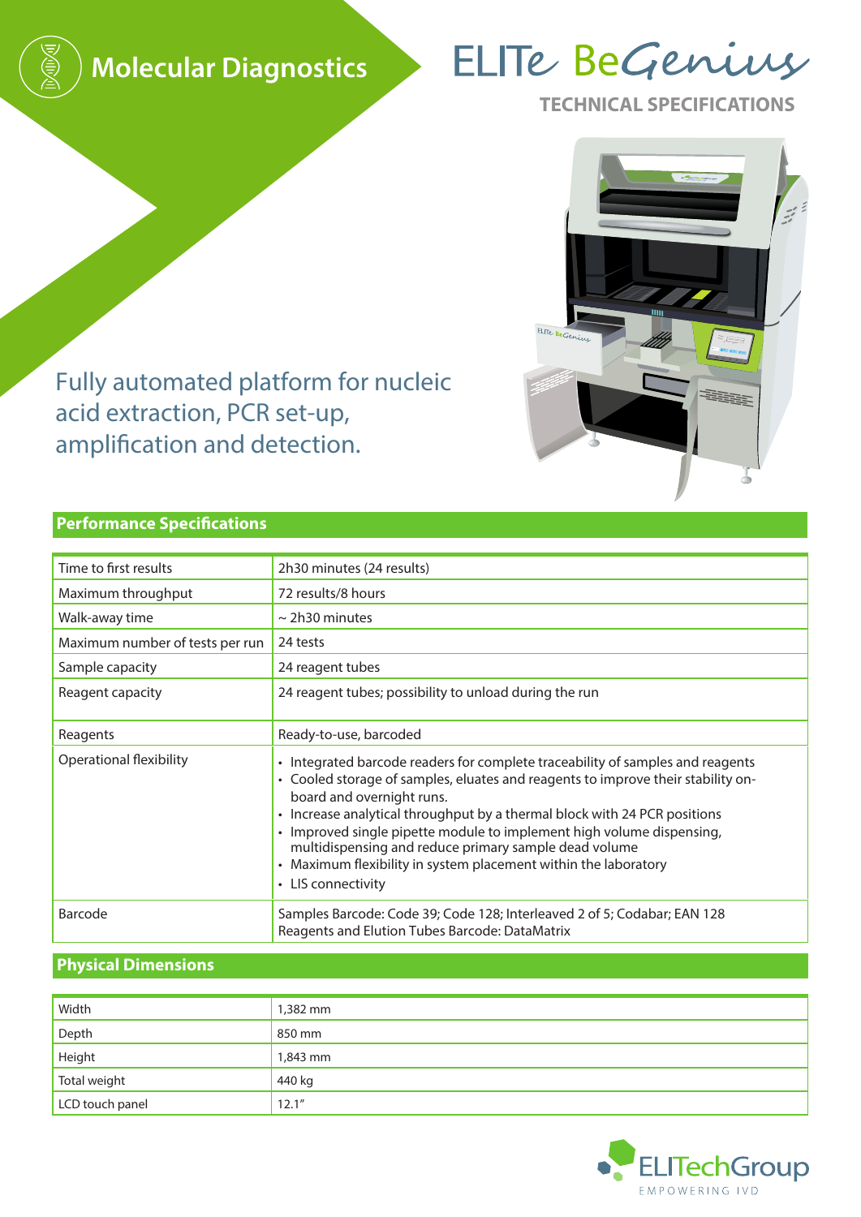# Molecular Diagnostics

# ELITe BeGenius

**TECHNICAL SPECIFICATIONS**

## Fully automated platform for nucleic acid extraction, PCR set-up, amplification and detection.

## Performance Specifications

| | |
|---|---|
| Time to first results | 2h30 minutes (24 results) |
| Maximum throughput | 72 results/8 hours |
| Walk-away time | ~ 2h30 minutes |
| Maximum number of tests per run | 24 tests |
| Sample capacity | 24 reagent tubes |
| Reagent capacity | 24 reagent tubes; possibility to unload during the run |
| Reagents | Ready-to-use, barcoded |
| Operational flexibility | • Integrated barcode readers for complete traceability of samples and reagents<br>• Cooled storage of samples, eluates and reagents to improve their stability on-board and overnight runs.<br>• Increase analytical throughput by a thermal block with 24 PCR positions<br>• Improved single pipette module to implement high volume dispensing, multidispensing and reduce primary sample dead volume<br>• Maximum flexibility in system placement within the laboratory<br>• LIS connectivity |
| Barcode | Samples Barcode: Code 39; Code 128; Interleaved 2 of 5; Codabar; EAN 128<br>Reagents and Elution Tubes Barcode: DataMatrix |

## Physical Dimensions

| | |
|---|---|
| Width | 1,382 mm |
| Depth | 850 mm |
| Height | 1,843 mm |
| Total weight | 440 kg |
| LCD touch panel | 12.1" |

ELITechGroup
EMPOWERING IVD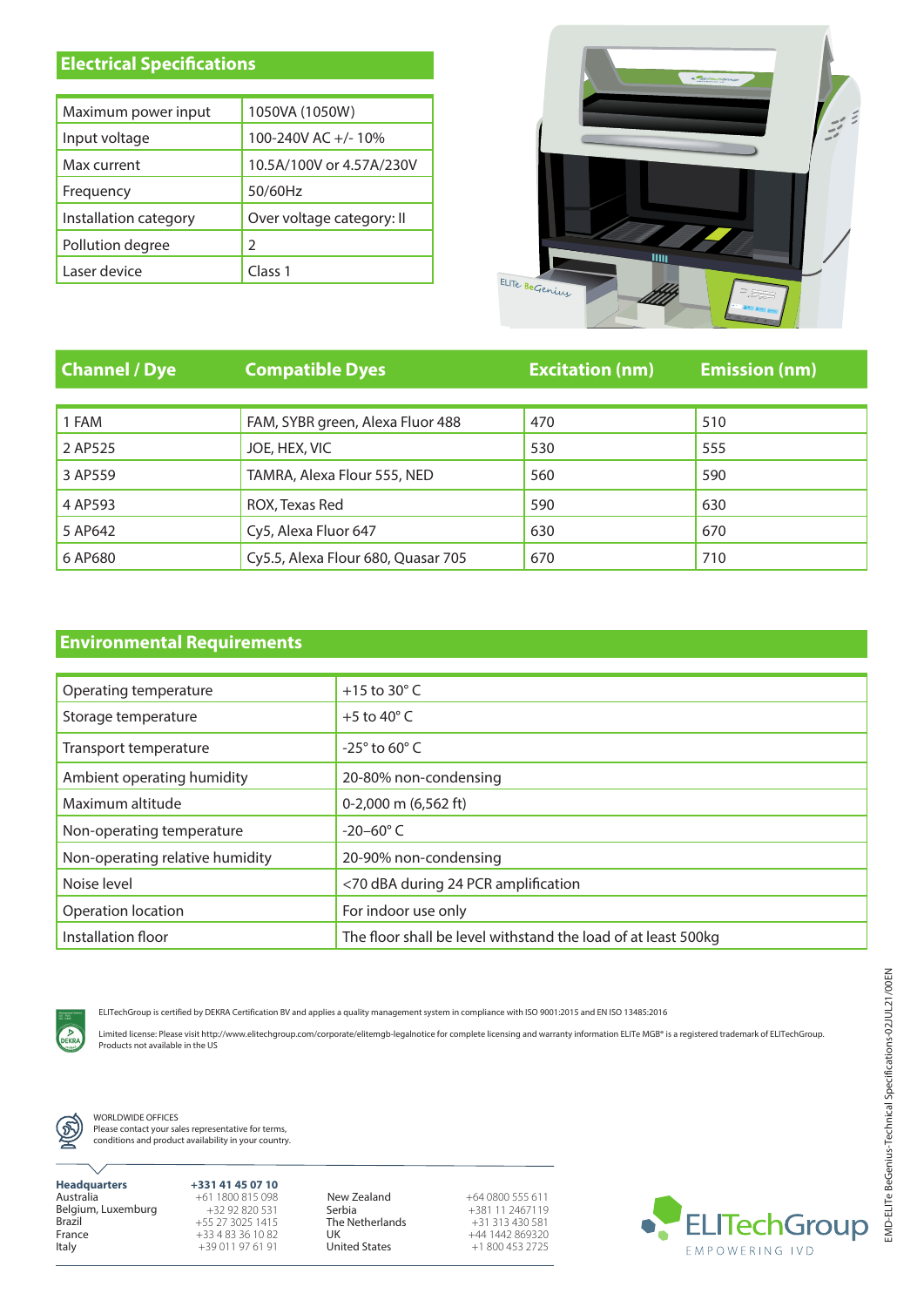## Electrical Specifications

| | |
|---|---|
| Maximum power input | 1050VA (1050W) |
| Input voltage | 100-240V AC +/- 10% |
| Max current | 10.5A/100V or 4.57A/230V |
| Frequency | 50/60Hz |
| Installation category | Over voltage category: II |
| Pollution degree | 2 |
| Laser device | Class 1 |

| Channel / Dye | Compatible Dyes | Excitation (nm) | Emission (nm) |
|---|---|---|---|
| 1 FAM | FAM, SYBR green, Alexa Fluor 488 | 470 | 510 |
| 2 AP525 | JOE, HEX, VIC | 530 | 555 |
| 3 AP559 | TAMRA, Alexa Flour 555, NED | 560 | 590 |
| 4 AP593 | ROX, Texas Red | 590 | 630 |
| 5 AP642 | Cy5, Alexa Fluor 647 | 630 | 670 |
| 6 AP680 | Cy5.5, Alexa Flour 680, Quasar 705 | 670 | 710 |

## Environmental Requirements

| | |
|---|---|
| Operating temperature | +15 to 30° C |
| Storage temperature | +5 to 40° C |
| Transport temperature | -25° to 60° C |
| Ambient operating humidity | 20-80% non-condensing |
| Maximum altitude | 0-2,000 m (6,562 ft) |
| Non-operating temperature | -20–60° C |
| Non-operating relative humidity | 20-90% non-condensing |
| Noise level | <70 dBA during 24 PCR amplification |
| Operation location | For indoor use only |
| Installation floor | The floor shall be level withstand the load of at least 500kg |

ELITechGroup is certified by DEKRA Certification BV and applies a quality management system in compliance with ISO 9001:2015 and EN ISO 13485:2016

Limited license: Please visit http://www.elitechgroup.com/corporate/elitemgb-legalnotice for complete licensing and warranty information ELITe MGB® is a registered trademark of ELITechGroup.
Products not available in the US

WORLDWIDE OFFICES
Please contact your sales representative for terms, conditions and product availability in your country.

| | | | |
|---|---|---|---|
| **Headquarters** | **+331 41 45 07 10** | | |
| Australia | +61 1800 815 098 | New Zealand | +64 0800 555 611 |
| Belgium, Luxemburg | +32 92 820 531 | Serbia | +381 11 2467119 |
| Brazil | +55 27 3025 1415 | The Netherlands | +31 313 430 581 |
| France | +33 4 83 36 10 82 | UK | +44 1442 869320 |
| Italy | +39 011 97 61 91 | United States | +1 800 453 2725 |

ELITechGroup
EMPOWERING IVD

EMD-ELITe BeGenius-Technical Specifications-02JUL21/00EN